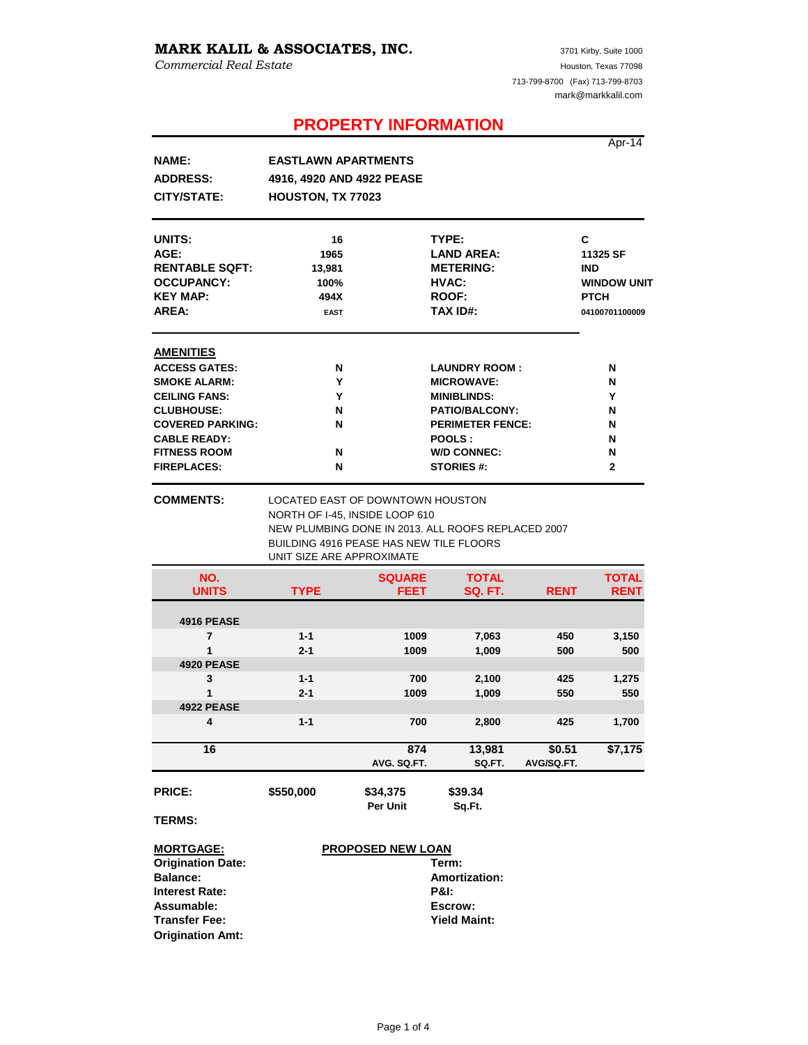**MARK KALIL & ASSOCIATES, INC.**
*Commercial Real Estate*

3701 Kirby, Suite 1000
Houston, Texas 77098
713-799-8700 (Fax) 713-799-8703
mark@markkalil.com

# PROPERTY INFORMATION

Apr-14

| | |
|---|---|
| **NAME:** | **EASTLAWN APARTMENTS** |
| **ADDRESS:** | **4916, 4920 AND 4922 PEASE** |
| **CITY/STATE:** | **HOUSTON, TX 77023** |

| | | | |
|---|---|---|---|
| **UNITS:** | **16** | **TYPE:** | **C** |
| **AGE:** | **1965** | **LAND AREA:** | **11325 SF** |
| **RENTABLE SQFT:** | **13,981** | **METERING:** | **IND** |
| **OCCUPANCY:** | **100%** | **HVAC:** | **WINDOW UNIT** |
| **KEY MAP:** | **494X** | **ROOF:** | **PTCH** |
| **AREA:** | **EAST** | **TAX ID#:** | **04100701100009** |

**AMENITIES**

| | | | |
|---|---|---|---|
| **ACCESS GATES:** | **N** | **LAUNDRY ROOM :** | **N** |
| **SMOKE ALARM:** | **Y** | **MICROWAVE:** | **N** |
| **CEILING FANS:** | **Y** | **MINIBLINDS:** | **Y** |
| **CLUBHOUSE:** | **N** | **PATIO/BALCONY:** | **N** |
| **COVERED PARKING:** | **N** | **PERIMETER FENCE:** | **N** |
| **CABLE READY:** | | **POOLS :** | **N** |
| **FITNESS ROOM** | **N** | **W/D CONNEC:** | **N** |
| **FIREPLACES:** | **N** | **STORIES #:** | **2** |

**COMMENTS:**
LOCATED EAST OF DOWNTOWN HOUSTON
NORTH OF I-45, INSIDE LOOP 610
NEW PLUMBING DONE IN 2013. ALL ROOFS REPLACED 2007
BUILDING 4916 PEASE HAS NEW TILE FLOORS
UNIT SIZE ARE APPROXIMATE

| NO. UNITS | TYPE | SQUARE FEET | TOTAL SQ. FT. | RENT | TOTAL RENT |
|---|---|---|---|---|---|
| **4916 PEASE** | | | | | |
| 7 | 1-1 | 1009 | 7,063 | 450 | 3,150 |
| 1 | 2-1 | 1009 | 1,009 | 500 | 500 |
| **4920 PEASE** | | | | | |
| 3 | 1-1 | 700 | 2,100 | 425 | 1,275 |
| 1 | 2-1 | 1009 | 1,009 | 550 | 550 |
| **4922 PEASE** | | | | | |
| 4 | 1-1 | 700 | 2,800 | 425 | 1,700 |
| **16** | | **874** AVG. SQ.FT. | **13,981** SQ.FT. | **$0.51** AVG/SQ.FT. | **$7,175** |

| | | | |
|---|---|---|---|
| **PRICE:** | **$550,000** | **$34,375** Per Unit | **$39.34** Sq.Ft. |

**TERMS:**

| **MORTGAGE:** | **PROPOSED NEW LOAN** |
|---|---|
| **Origination Date:** | **Term:** |
| **Balance:** | **Amortization:** |
| **Interest Rate:** | **P&I:** |
| **Assumable:** | **Escrow:** |
| **Transfer Fee:** | **Yield Maint:** |
| **Origination Amt:** | |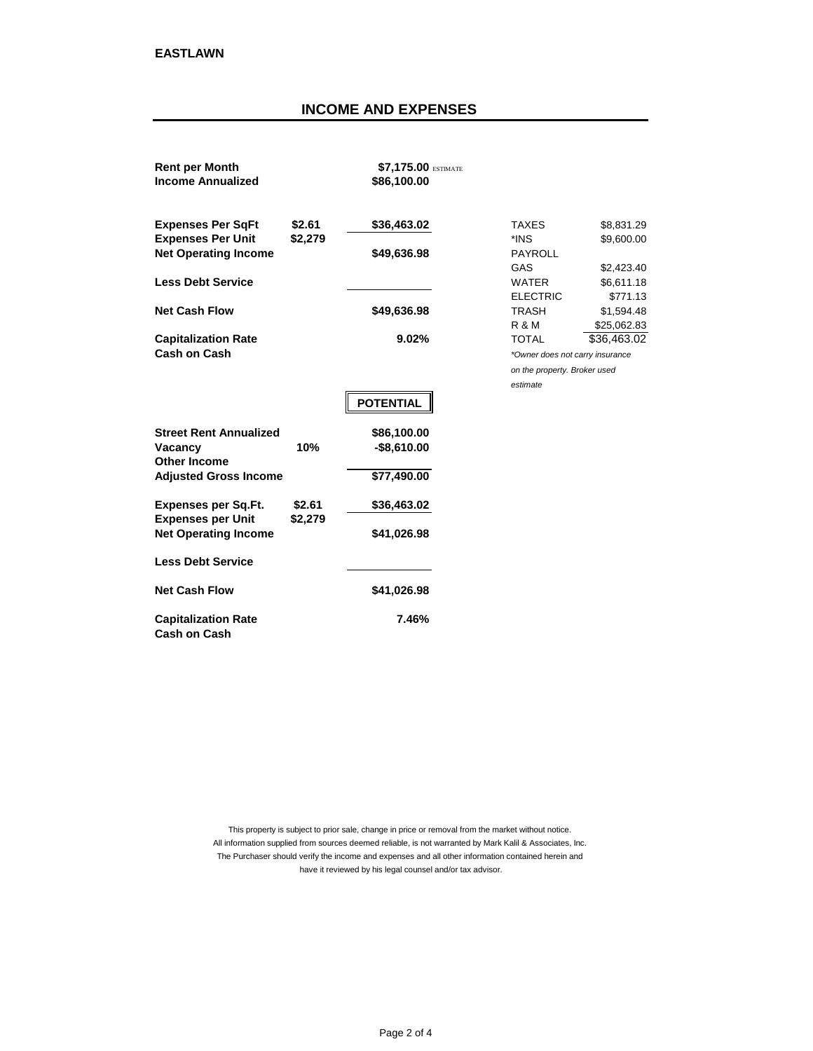**EASTLAWN**

## INCOME AND EXPENSES

| | | |
|---|---|---|
| **Rent per Month** | | **$7,175.00** ESTIMATE |
| **Income Annualized** | | **$86,100.00** |
| | | |
| **Expenses Per SqFt** | **$2.61** | **$36,463.02** |
| **Expenses Per Unit** | **$2,279** | |
| **Net Operating Income** | | **$49,636.98** |
| | | |
| **Less Debt Service** | | |
| | | |
| **Net Cash Flow** | | **$49,636.98** |
| | | |
| **Capitalization Rate** | | **9.02%** |
| **Cash on Cash** | | |

| | |
|---|---|
| TAXES | $8,831.29 |
| *INS | $9,600.00 |
| PAYROLL | |
| GAS | $2,423.40 |
| WATER | $6,611.18 |
| ELECTRIC | $771.13 |
| TRASH | $1,594.48 |
| R & M | $25,062.83 |
| TOTAL | $36,463.02 |

*\*Owner does not carry insurance on the property. Broker used estimate*

**POTENTIAL**

| | | |
|---|---|---|
| **Street Rent Annualized** | | **$86,100.00** |
| **Vacancy** | **10%** | **-$8,610.00** |
| **Other Income** | | |
| **Adjusted Gross Income** | | **$77,490.00** |
| | | |
| **Expenses per Sq.Ft.** | **$2.61** | **$36,463.02** |
| **Expenses per Unit** | **$2,279** | |
| **Net Operating Income** | | **$41,026.98** |
| | | |
| **Less Debt Service** | | |
| | | |
| **Net Cash Flow** | | **$41,026.98** |
| | | |
| **Capitalization Rate** | | **7.46%** |
| **Cash on Cash** | | |

This property is subject to prior sale, change in price or removal from the market without notice.
All information supplied from sources deemed reliable, is not warranted by Mark Kalil & Associates, Inc.
The Purchaser should verify the income and expenses and all other information contained herein and have it reviewed by his legal counsel and/or tax advisor.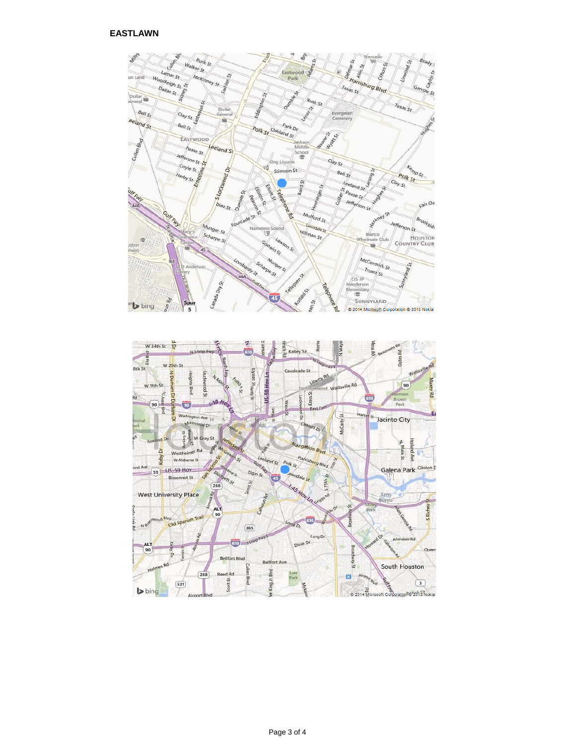**EASTLAWN**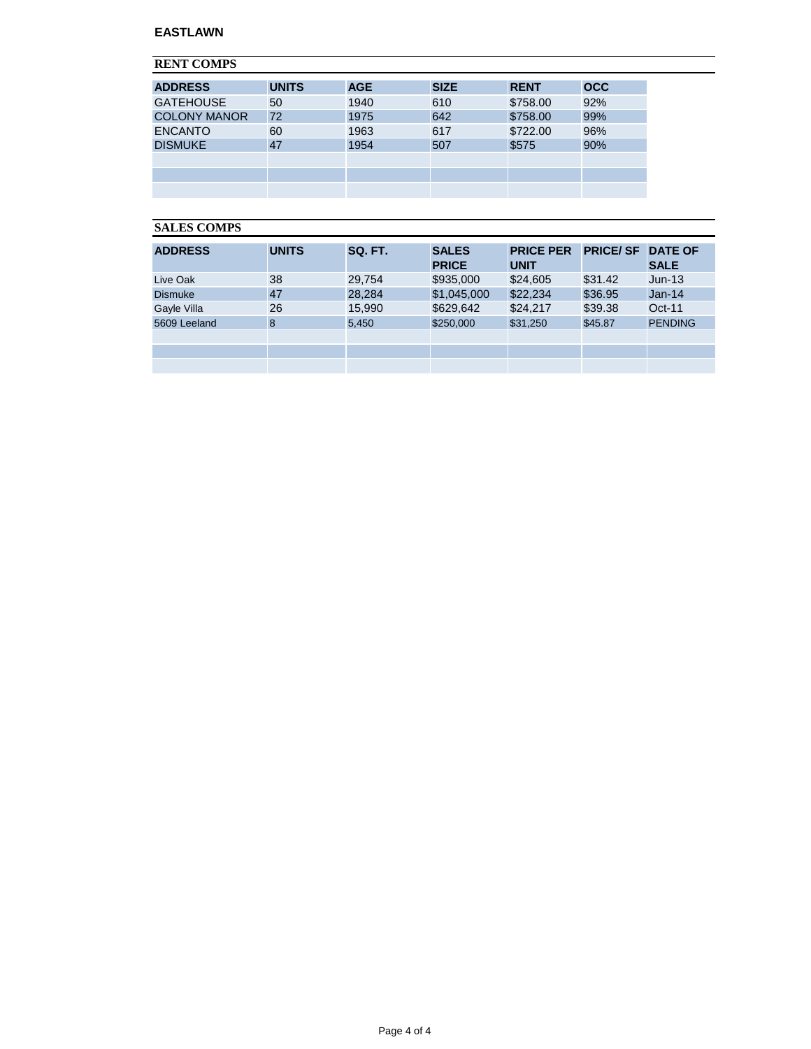# EASTLAWN

## RENT COMPS

| ADDRESS | UNITS | AGE | SIZE | RENT | OCC |
| --- | --- | --- | --- | --- | --- |
| GATEHOUSE | 50 | 1940 | 610 | $758.00 | 92% |
| COLONY MANOR | 72 | 1975 | 642 | $758.00 | 99% |
| ENCANTO | 60 | 1963 | 617 | $722.00 | 96% |
| DISMUKE | 47 | 1954 | 507 | $575 | 90% |

## SALES COMPS

| ADDRESS | UNITS | SQ. FT. | SALES PRICE | PRICE PER UNIT | PRICE/ SF | DATE OF SALE |
| --- | --- | --- | --- | --- | --- | --- |
| Live Oak | 38 | 29,754 | $935,000 | $24,605 | $31.42 | Jun-13 |
| Dismuke | 47 | 28,284 | $1,045,000 | $22,234 | $36.95 | Jan-14 |
| Gayle Villa | 26 | 15,990 | $629,642 | $24,217 | $39.38 | Oct-11 |
| 5609 Leeland | 8 | 5,450 | $250,000 | $31,250 | $45.87 | PENDING |